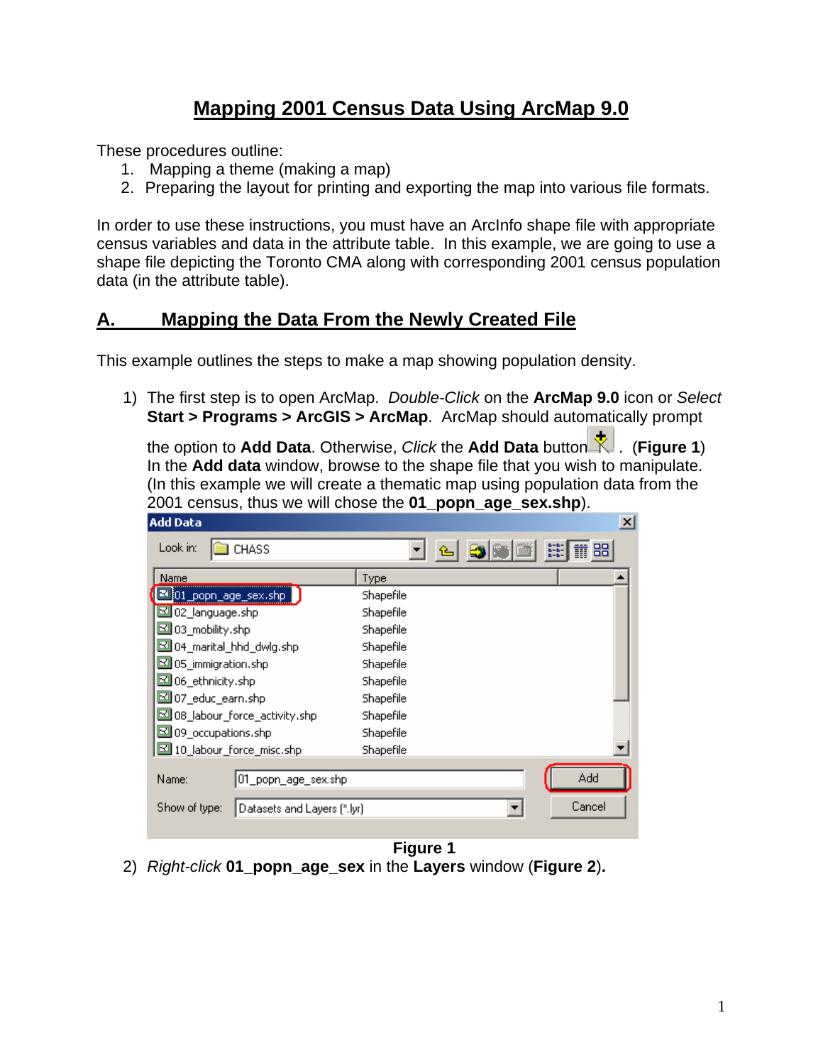# Mapping 2001 Census Data Using ArcMap 9.0

These procedures outline:

1. Mapping a theme (making a map)
2. Preparing the layout for printing and exporting the map into various file formats.

In order to use these instructions, you must have an ArcInfo shape file with appropriate census variables and data in the attribute table. In this example, we are going to use a shape file depicting the Toronto CMA along with corresponding 2001 census population data (in the attribute table).

## A. Mapping the Data From the Newly Created File

This example outlines the steps to make a map showing population density.

1) The first step is to open ArcMap. *Double-Click* on the **ArcMap 9.0** icon or *Select* **Start > Programs > ArcGIS > ArcMap**. ArcMap should automatically prompt the option to **Add Data**. Otherwise, *Click* the **Add Data** button . (**Figure 1**) In the **Add data** window, browse to the shape file that you wish to manipulate. (In this example we will create a thematic map using population data from the 2001 census, thus we will chose the **01_popn_age_sex.shp**).

**Figure 1**

2) *Right-click* **01_popn_age_sex** in the **Layers** window (**Figure 2**).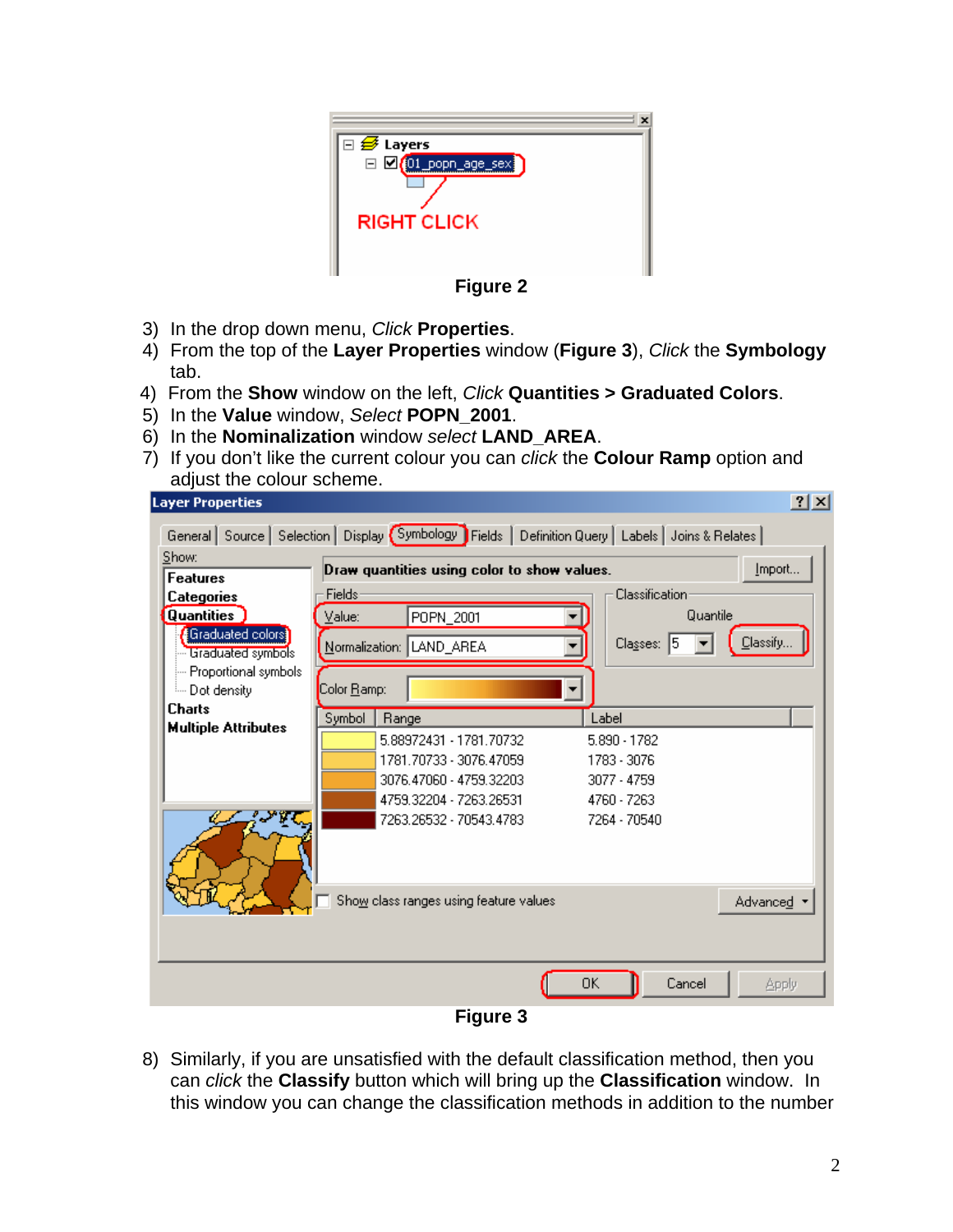Figure 2

3) In the drop down menu, *Click* **Properties**.
4) From the top of the **Layer Properties** window (**Figure 3**), *Click* the **Symbology** tab.
4) From the **Show** window on the left, *Click* **Quantities > Graduated Colors**.
5) In the **Value** window, *Select* **POPN_2001**.
6) In the **Nominalization** window *select* **LAND_AREA**.
7) If you don't like the current colour you can *click* the **Colour Ramp** option and adjust the colour scheme.

Figure 3

8) Similarly, if you are unsatisfied with the default classification method, then you can *click* the **Classify** button which will bring up the **Classification** window. In this window you can change the classification methods in addition to the number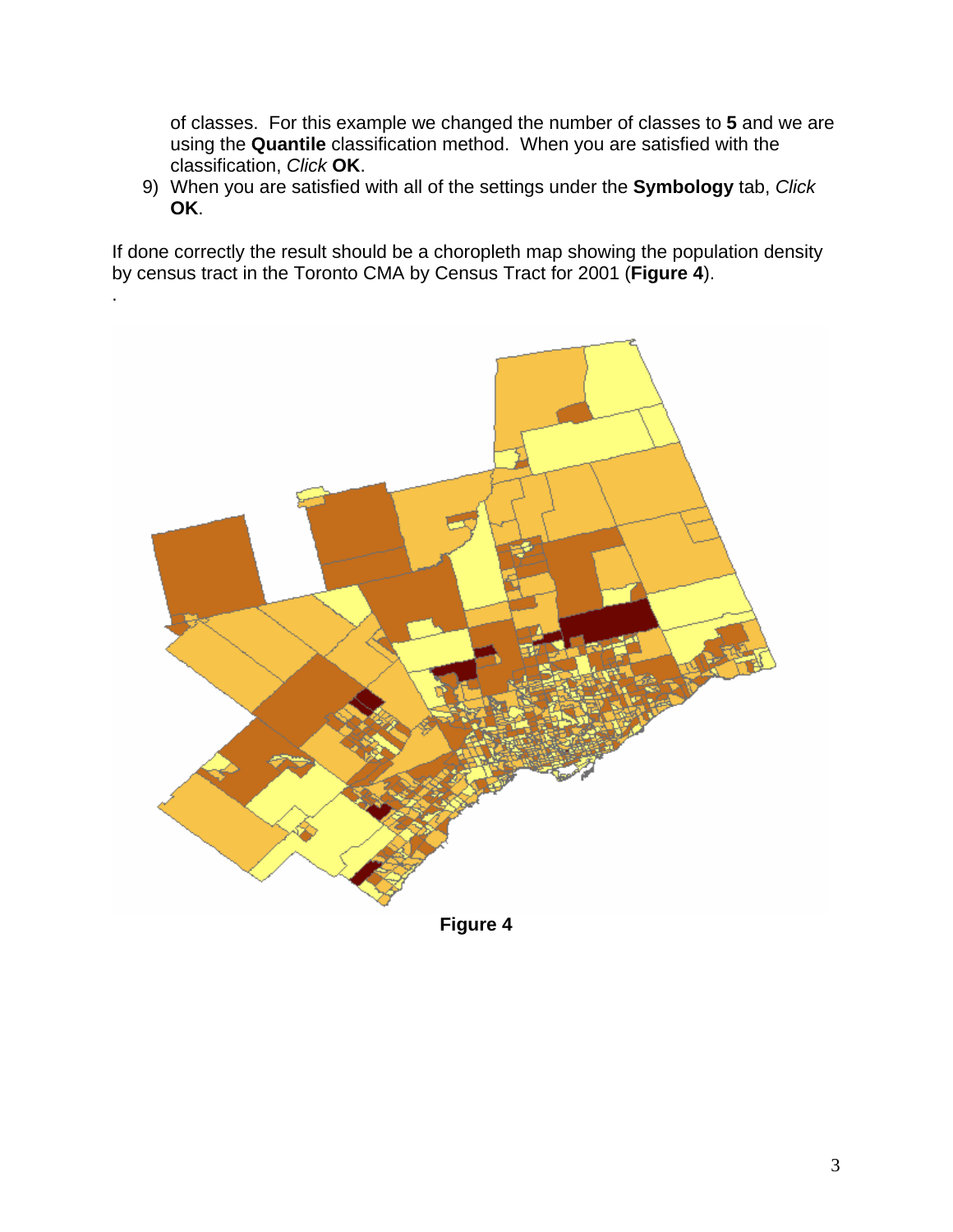of classes. For this example we changed the number of classes to **5** and we are using the **Quantile** classification method. When you are satisfied with the classification, *Click* **OK**.

9) When you are satisfied with all of the settings under the **Symbology** tab, *Click* **OK**.

If done correctly the result should be a choropleth map showing the population density by census tract in the Toronto CMA by Census Tract for 2001 (**Figure 4**).

.

**Figure 4**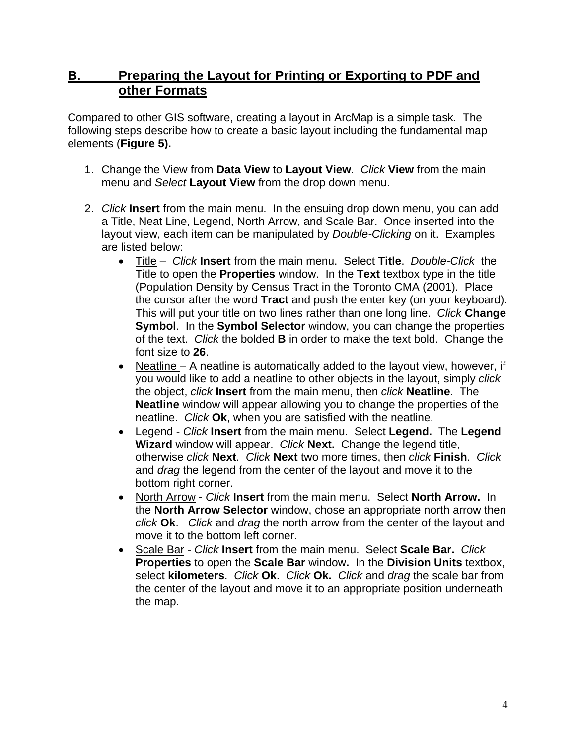## B. Preparing the Layout for Printing or Exporting to PDF and other Formats

Compared to other GIS software, creating a layout in ArcMap is a simple task. The following steps describe how to create a basic layout including the fundamental map elements (**Figure 5).**

1. Change the View from **Data View** to **Layout View**. *Click* **View** from the main menu and *Select* **Layout View** from the drop down menu.

2. *Click* **Insert** from the main menu. In the ensuing drop down menu, you can add a Title, Neat Line, Legend, North Arrow, and Scale Bar. Once inserted into the layout view, each item can be manipulated by *Double-Clicking* on it. Examples are listed below:
   - Title – *Click* **Insert** from the main menu. Select **Title**. *Double-Click* the Title to open the **Properties** window. In the **Text** textbox type in the title (Population Density by Census Tract in the Toronto CMA (2001). Place the cursor after the word **Tract** and push the enter key (on your keyboard). This will put your title on two lines rather than one long line. *Click* **Change Symbol**. In the **Symbol Selector** window, you can change the properties of the text. *Click* the bolded **B** in order to make the text bold. Change the font size to **26**.
   - Neatline – A neatline is automatically added to the layout view, however, if you would like to add a neatline to other objects in the layout, simply *click* the object, *click* **Insert** from the main menu, then *click* **Neatline**. The **Neatline** window will appear allowing you to change the properties of the neatline. *Click* **Ok**, when you are satisfied with the neatline.
   - Legend - *Click* **Insert** from the main menu. Select **Legend.** The **Legend Wizard** window will appear. *Click* **Next.** Change the legend title, otherwise *click* **Next**. *Click* **Next** two more times, then *click* **Finish**. *Click* and *drag* the legend from the center of the layout and move it to the bottom right corner.
   - North Arrow - *Click* **Insert** from the main menu. Select **North Arrow.** In the **North Arrow Selector** window, chose an appropriate north arrow then *click* **Ok**. *Click* and *drag* the north arrow from the center of the layout and move it to the bottom left corner.
   - Scale Bar - *Click* **Insert** from the main menu. Select **Scale Bar.** *Click* **Properties** to open the **Scale Bar** window**.** In the **Division Units** textbox, select **kilometers**. *Click* **Ok**. *Click* **Ok.** *Click* and *drag* the scale bar from the center of the layout and move it to an appropriate position underneath the map.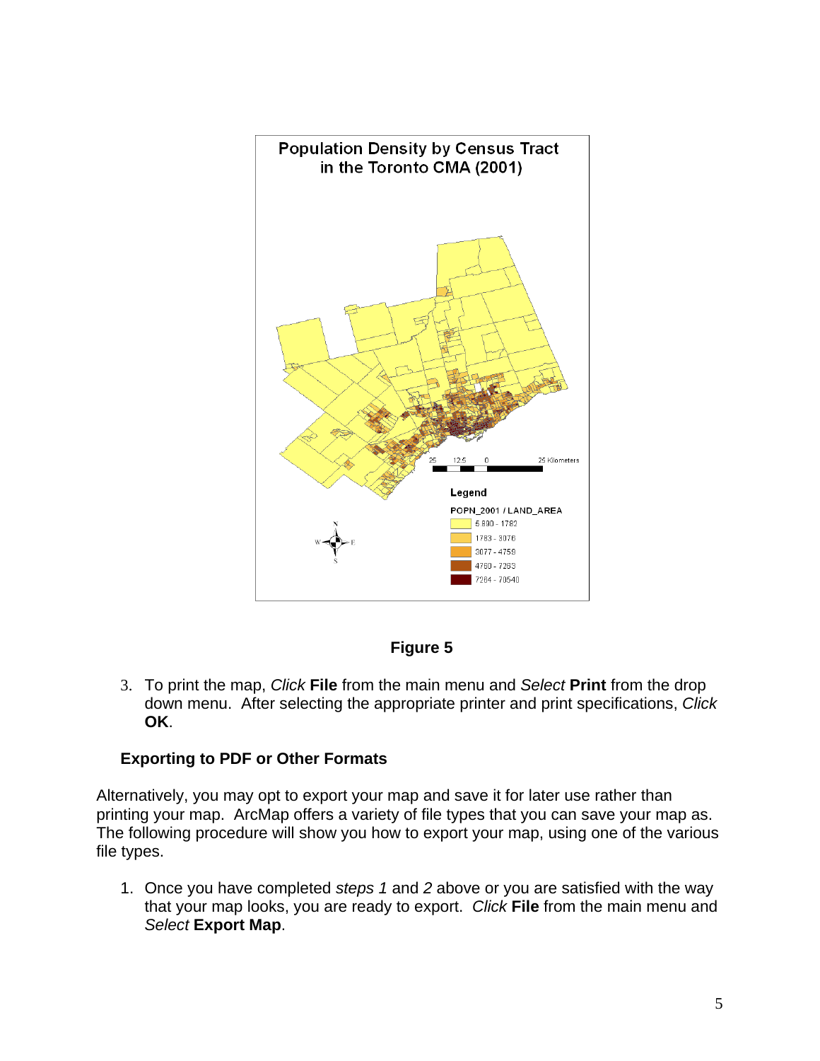**Figure 5**

3. To print the map, *Click* **File** from the main menu and *Select* **Print** from the drop down menu. After selecting the appropriate printer and print specifications, *Click* **OK**.

### Exporting to PDF or Other Formats

Alternatively, you may opt to export your map and save it for later use rather than printing your map. ArcMap offers a variety of file types that you can save your map as. The following procedure will show you how to export your map, using one of the various file types.

1. Once you have completed *steps 1* and *2* above or you are satisfied with the way that your map looks, you are ready to export. *Click* **File** from the main menu and *Select* **Export Map**.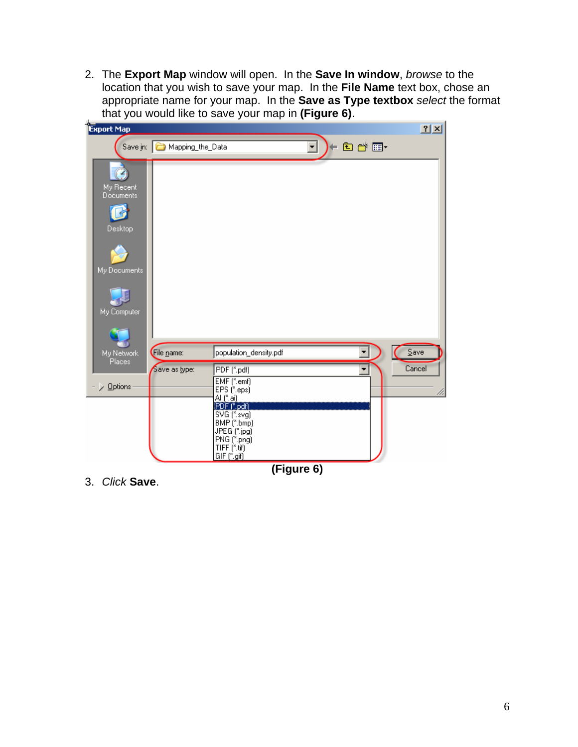2. The **Export Map** window will open. In the **Save In window**, *browse* to the location that you wish to save your map. In the **File Name** text box, chose an appropriate name for your map. In the **Save as Type textbox** *select* the format that you would like to save your map in **(Figure 6)**.

**(Figure 6)**

3. *Click* **Save**.